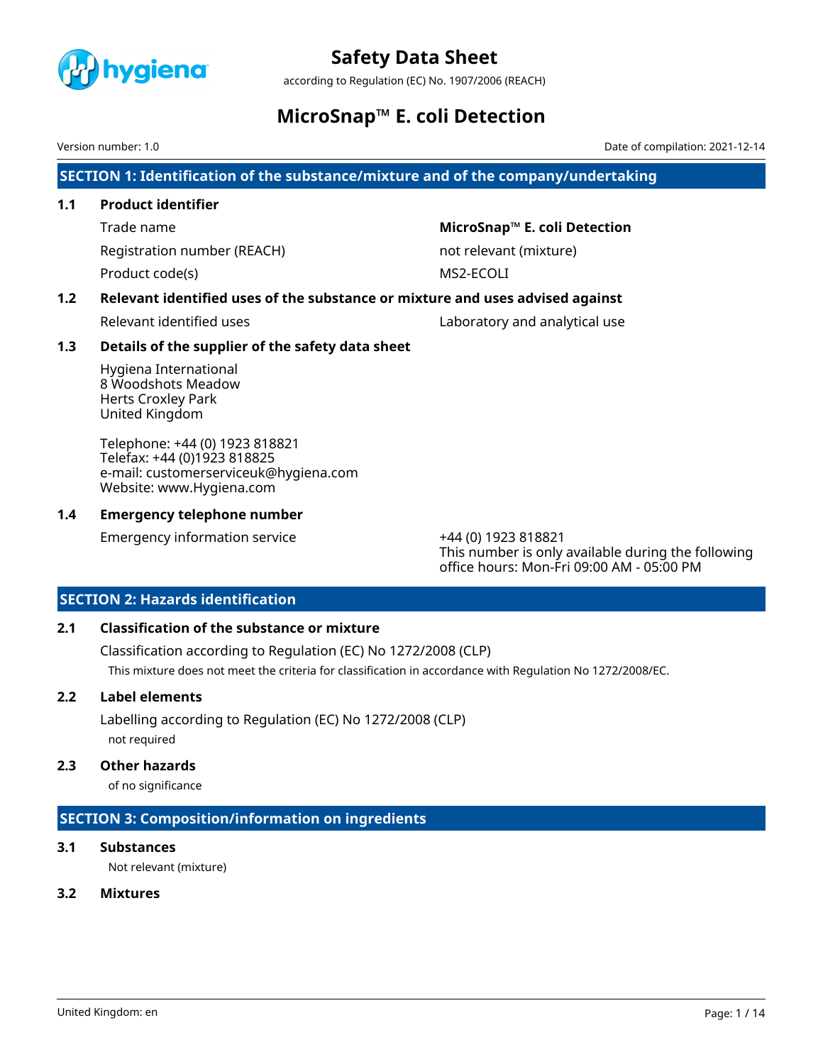# Safety Data Sheet

according to Regulation (EC) No. 1907/2006 (REACH)

# MicroSnap™ E. coli Detection

Version number: 1.0

Date of compilation: 2021-12-14

## SECTION 1: Identification of the substance/mixture and of the company/undertaking

### 1.1 Product identifier

| | |
|---|---|
| Trade name | **MicroSnap™ E. coli Detection** |
| Registration number (REACH) | not relevant (mixture) |
| Product code(s) | MS2-ECOLI |

### 1.2 Relevant identified uses of the substance or mixture and uses advised against

| | |
|---|---|
| Relevant identified uses | Laboratory and analytical use |

### 1.3 Details of the supplier of the safety data sheet

Hygiena International
8 Woodshots Meadow
Herts Croxley Park
United Kingdom

Telephone: +44 (0) 1923 818821
Telefax: +44 (0)1923 818825
e-mail: customerserviceuk@hygiena.com
Website: www.Hygiena.com

### 1.4 Emergency telephone number

| | |
|---|---|
| Emergency information service | +44 (0) 1923 818821<br>This number is only available during the following office hours: Mon-Fri 09:00 AM - 05:00 PM |

## SECTION 2: Hazards identification

### 2.1 Classification of the substance or mixture

Classification according to Regulation (EC) No 1272/2008 (CLP)

This mixture does not meet the criteria for classification in accordance with Regulation No 1272/2008/EC.

### 2.2 Label elements

Labelling according to Regulation (EC) No 1272/2008 (CLP)

not required

### 2.3 Other hazards

of no significance

## SECTION 3: Composition/information on ingredients

### 3.1 Substances

Not relevant (mixture)

### 3.2 Mixtures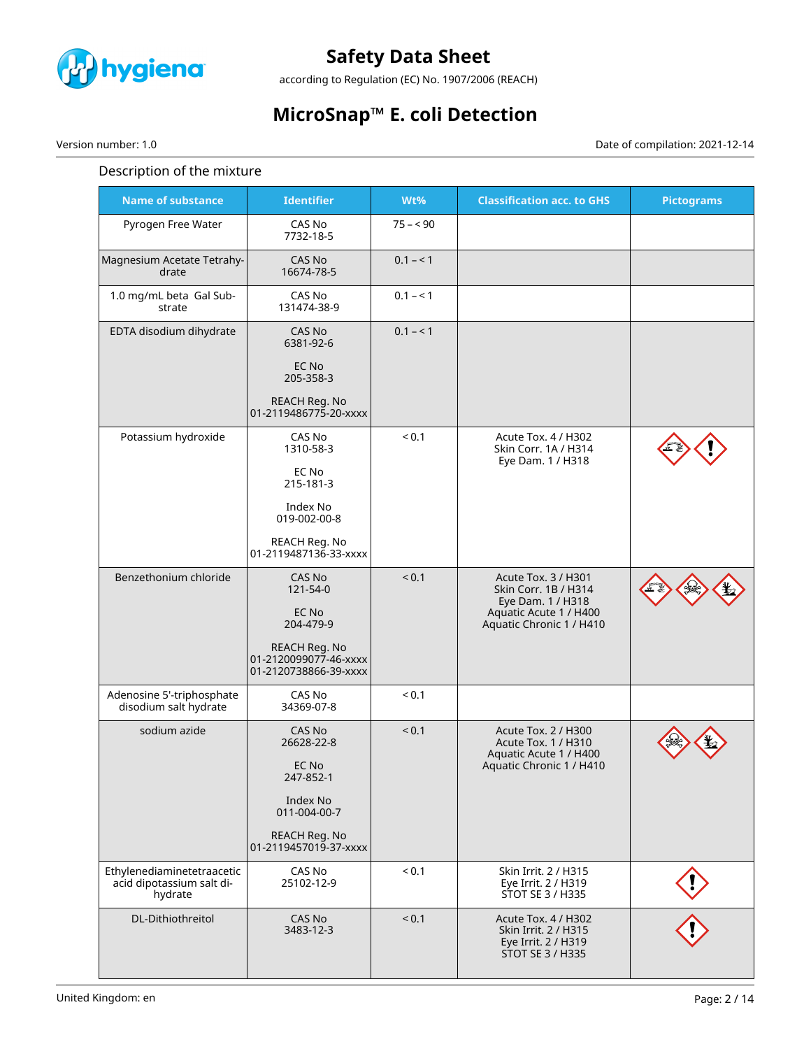Description of the mixture

| Name of substance | Identifier | Wt% | Classification acc. to GHS | Pictograms |
| --- | --- | --- | --- | --- |
| Pyrogen Free Water | CAS No 7732-18-5 | 75 – < 90 | | |
| Magnesium Acetate Tetrahydrate | CAS No 16674-78-5 | 0.1 – < 1 | | |
| 1.0 mg/mL beta Gal Substrate | CAS No 131474-38-9 | 0.1 – < 1 | | |
| EDTA disodium dihydrate | CAS No 6381-92-6<br><br>EC No 205-358-3<br><br>REACH Reg. No 01-2119486775-20-xxxx | 0.1 – < 1 | | |
| Potassium hydroxide | CAS No 1310-58-3<br><br>EC No 215-181-3<br><br>Index No 019-002-00-8<br><br>REACH Reg. No 01-2119487136-33-xxxx | < 0.1 | Acute Tox. 4 / H302<br>Skin Corr. 1A / H314<br>Eye Dam. 1 / H318 | |
| Benzethonium chloride | CAS No 121-54-0<br><br>EC No 204-479-9<br><br>REACH Reg. No 01-2120099077-46-xxxx 01-2120738866-39-xxxx | < 0.1 | Acute Tox. 3 / H301<br>Skin Corr. 1B / H314<br>Eye Dam. 1 / H318<br>Aquatic Acute 1 / H400<br>Aquatic Chronic 1 / H410 | |
| Adenosine 5'-triphosphate disodium salt hydrate | CAS No 34369-07-8 | < 0.1 | | |
| sodium azide | CAS No 26628-22-8<br><br>EC No 247-852-1<br><br>Index No 011-004-00-7<br><br>REACH Reg. No 01-2119457019-37-xxxx | < 0.1 | Acute Tox. 2 / H300<br>Acute Tox. 1 / H310<br>Aquatic Acute 1 / H400<br>Aquatic Chronic 1 / H410 | |
| Ethylenediaminetetraacetic acid dipotassium salt dihydrate | CAS No 25102-12-9 | < 0.1 | Skin Irrit. 2 / H315<br>Eye Irrit. 2 / H319<br>STOT SE 3 / H335 | |
| DL-Dithiothreitol | CAS No 3483-12-3 | < 0.1 | Acute Tox. 4 / H302<br>Skin Irrit. 2 / H315<br>Eye Irrit. 2 / H319<br>STOT SE 3 / H335 | |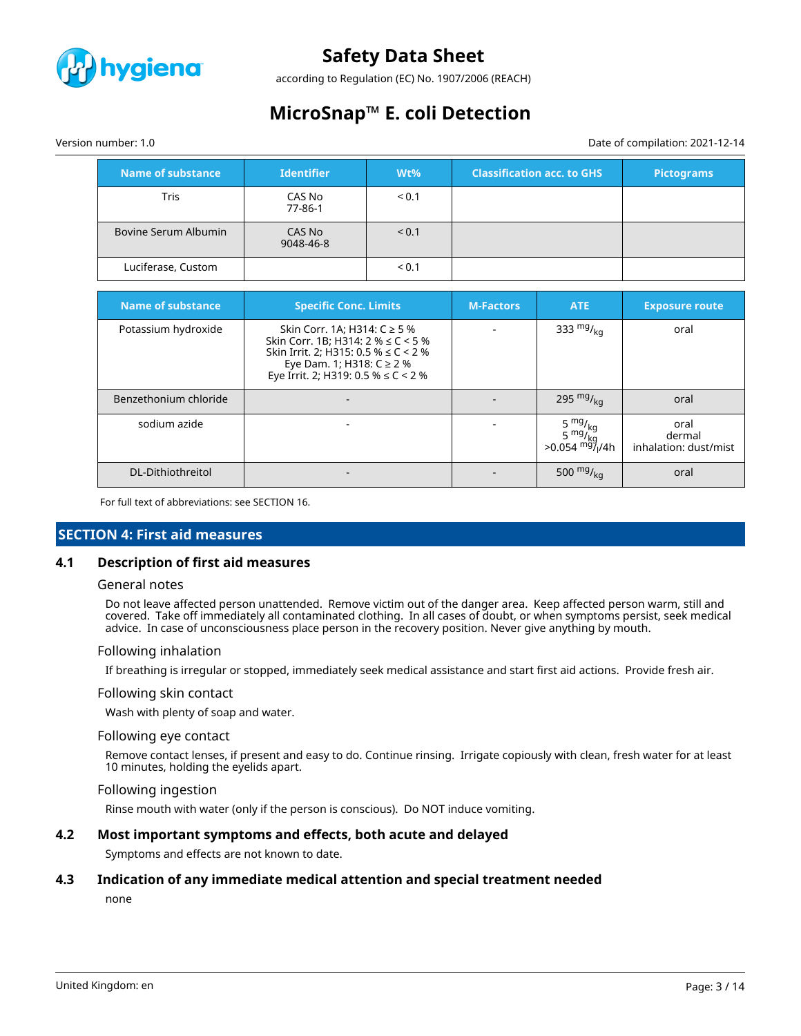| Name of substance | Identifier | Wt% | Classification acc. to GHS | Pictograms |
|---|---|---|---|---|
| Tris | CAS No<br>77-86-1 | < 0.1 | | |
| Bovine Serum Albumin | CAS No<br>9048-46-8 | < 0.1 | | |
| Luciferase, Custom | | < 0.1 | | |

| Name of substance | Specific Conc. Limits | M-Factors | ATE | Exposure route |
|---|---|---|---|---|
| Potassium hydroxide | Skin Corr. 1A; H314: C ≥ 5 %<br>Skin Corr. 1B; H314: 2 % ≤ C < 5 %<br>Skin Irrit. 2; H315: 0.5 % ≤ C < 2 %<br>Eye Dam. 1; H318: C ≥ 2 %<br>Eye Irrit. 2; H319: 0.5 % ≤ C < 2 % | - | 333 $^{mg}/_{kg}$ | oral |
| Benzethonium chloride | - | - | 295 $^{mg}/_{kg}$ | oral |
| sodium azide | - | - | 5 $^{mg}/_{kg}$<br>5 $^{mg}/_{kg}$<br>>0.054 $^{mg}/_{l}$/4h | oral<br>dermal<br>inhalation: dust/mist |
| DL-Dithiothreitol | - | - | 500 $^{mg}/_{kg}$ | oral |

For full text of abbreviations: see SECTION 16.

## SECTION 4: First aid measures

### 4.1 Description of first aid measures

#### General notes

Do not leave affected person unattended. Remove victim out of the danger area. Keep affected person warm, still and covered. Take off immediately all contaminated clothing. In all cases of doubt, or when symptoms persist, seek medical advice. In case of unconsciousness place person in the recovery position. Never give anything by mouth.

#### Following inhalation

If breathing is irregular or stopped, immediately seek medical assistance and start first aid actions. Provide fresh air.

#### Following skin contact

Wash with plenty of soap and water.

#### Following eye contact

Remove contact lenses, if present and easy to do. Continue rinsing. Irrigate copiously with clean, fresh water for at least 10 minutes, holding the eyelids apart.

#### Following ingestion

Rinse mouth with water (only if the person is conscious). Do NOT induce vomiting.

### 4.2 Most important symptoms and effects, both acute and delayed

Symptoms and effects are not known to date.

### 4.3 Indication of any immediate medical attention and special treatment needed

none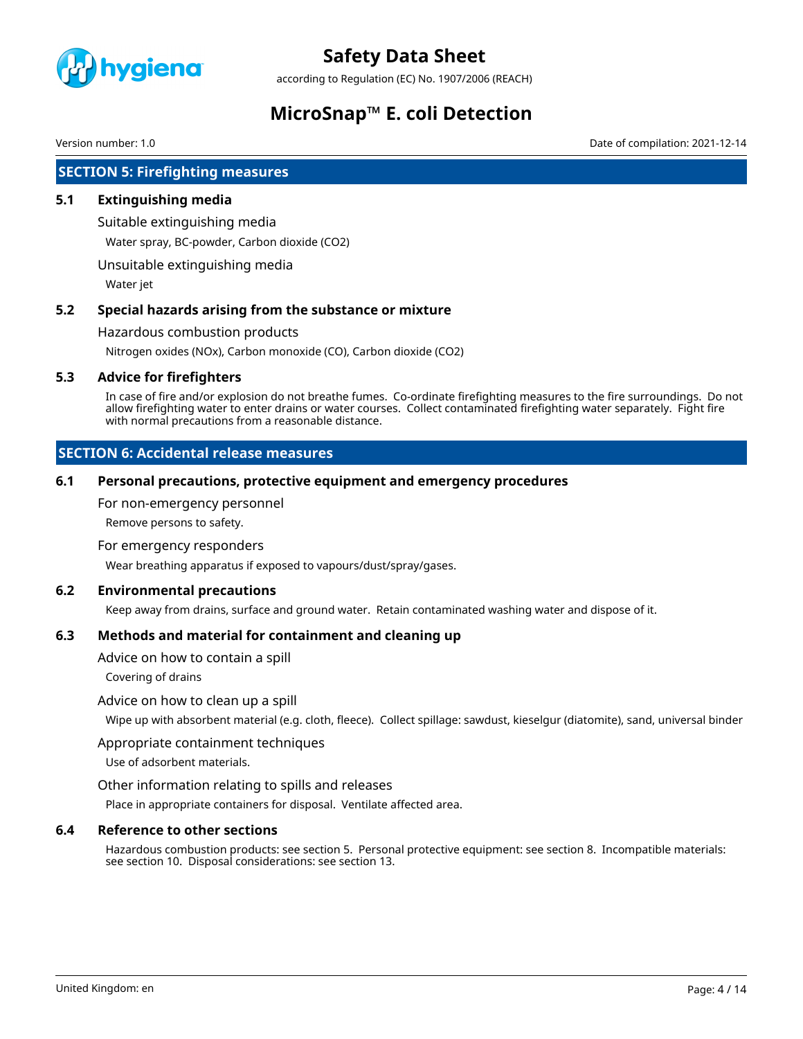## SECTION 5: Firefighting measures

### 5.1 Extinguishing media

Suitable extinguishing media

Water spray, BC-powder, Carbon dioxide ($CO_2$)

Unsuitable extinguishing media

Water jet

### 5.2 Special hazards arising from the substance or mixture

Hazardous combustion products

Nitrogen oxides ($NO_x$), Carbon monoxide (CO), Carbon dioxide ($CO_2$)

### 5.3 Advice for firefighters

In case of fire and/or explosion do not breathe fumes. Co-ordinate firefighting measures to the fire surroundings. Do not allow firefighting water to enter drains or water courses. Collect contaminated firefighting water separately. Fight fire with normal precautions from a reasonable distance.

## SECTION 6: Accidental release measures

### 6.1 Personal precautions, protective equipment and emergency procedures

For non-emergency personnel

Remove persons to safety.

For emergency responders

Wear breathing apparatus if exposed to vapours/dust/spray/gases.

### 6.2 Environmental precautions

Keep away from drains, surface and ground water. Retain contaminated washing water and dispose of it.

### 6.3 Methods and material for containment and cleaning up

Advice on how to contain a spill

Covering of drains

Advice on how to clean up a spill

Wipe up with absorbent material (e.g. cloth, fleece). Collect spillage: sawdust, kieselgur (diatomite), sand, universal binder

Appropriate containment techniques

Use of adsorbent materials.

Other information relating to spills and releases

Place in appropriate containers for disposal. Ventilate affected area.

### 6.4 Reference to other sections

Hazardous combustion products: see section 5. Personal protective equipment: see section 8. Incompatible materials: see section 10. Disposal considerations: see section 13.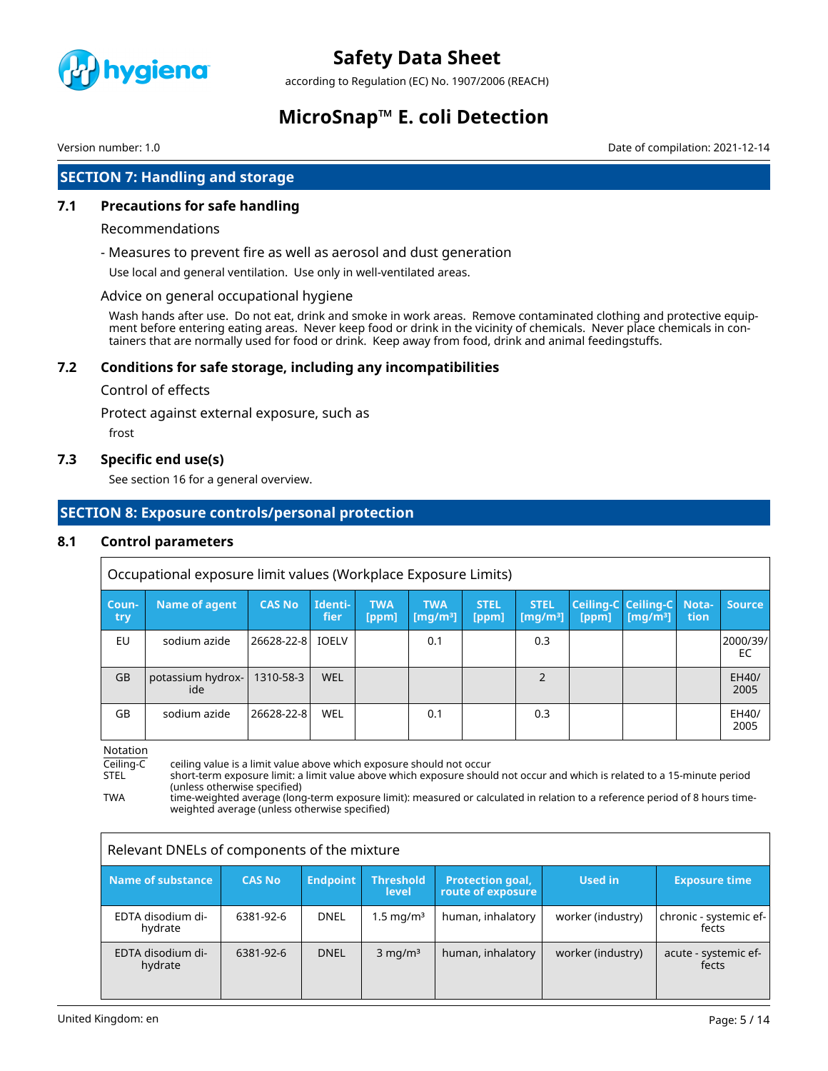## SECTION 7: Handling and storage

### 7.1 Precautions for safe handling

Recommendations

- Measures to prevent fire as well as aerosol and dust generation

Use local and general ventilation. Use only in well-ventilated areas.

Advice on general occupational hygiene

Wash hands after use. Do not eat, drink and smoke in work areas. Remove contaminated clothing and protective equipment before entering eating areas. Never keep food or drink in the vicinity of chemicals. Never place chemicals in containers that are normally used for food or drink. Keep away from food, drink and animal feedingstuffs.

### 7.2 Conditions for safe storage, including any incompatibilities

Control of effects

Protect against external exposure, such as

frost

### 7.3 Specific end use(s)

See section 16 for a general overview.

## SECTION 8: Exposure controls/personal protection

### 8.1 Control parameters

Occupational exposure limit values (Workplace Exposure Limits)

| Country | Name of agent | CAS No | Identifier | TWA [ppm] | TWA [mg/m³] | STEL [ppm] | STEL [mg/m³] | Ceiling-C [ppm] | Ceiling-C [mg/m³] | Notation | Source |
|---|---|---|---|---|---|---|---|---|---|---|---|
| EU | sodium azide | 26628-22-8 | IOELV | | 0.1 | | 0.3 | | | | 2000/39/EC |
| GB | potassium hydroxide | 1310-58-3 | WEL | | | | 2 | | | | EH40/2005 |
| GB | sodium azide | 26628-22-8 | WEL | | 0.1 | | 0.3 | | | | EH40/2005 |

Notation

Ceiling-C ceiling value is a limit value above which exposure should not occur

STEL short-term exposure limit: a limit value above which exposure should not occur and which is related to a 15-minute period (unless otherwise specified)

TWA time-weighted average (long-term exposure limit): measured or calculated in relation to a reference period of 8 hours time-weighted average (unless otherwise specified)

Relevant DNELs of components of the mixture

| Name of substance | CAS No | Endpoint | Threshold level | Protection goal, route of exposure | Used in | Exposure time |
|---|---|---|---|---|---|---|
| EDTA disodium dihydrate | 6381-92-6 | DNEL | 1.5 mg/m³ | human, inhalatory | worker (industry) | chronic - systemic effects |
| EDTA disodium dihydrate | 6381-92-6 | DNEL | 3 mg/m³ | human, inhalatory | worker (industry) | acute - systemic effects |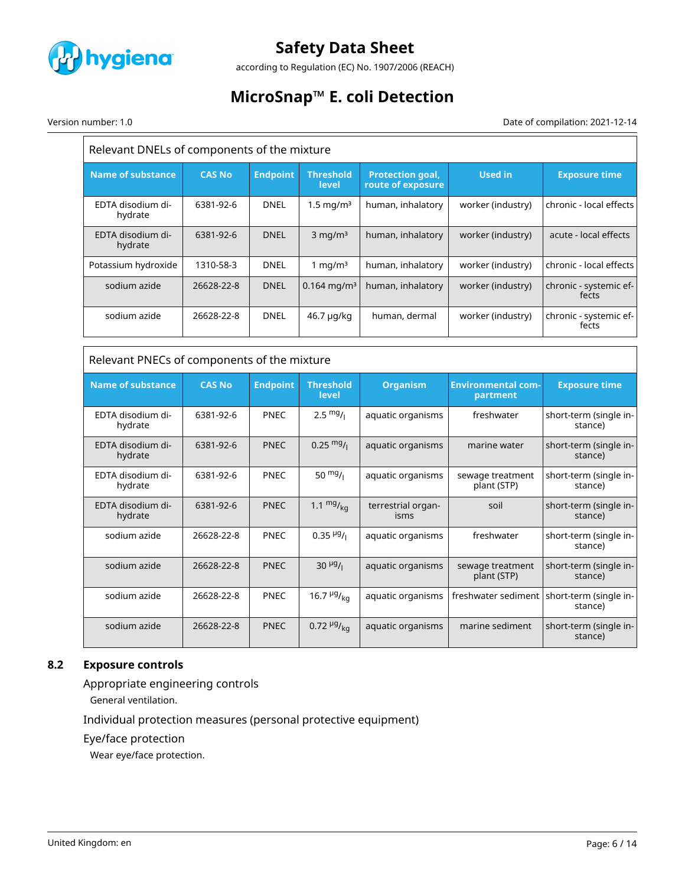| Relevant DNELs of components of the mixture | | | | | | |
|---|---|---|---|---|---|---|
| **Name of substance** | **CAS No** | **Endpoint** | **Threshold level** | **Protection goal, route of exposure** | **Used in** | **Exposure time** |
| EDTA disodium dihydrate | 6381-92-6 | DNEL | 1.5 mg/m³ | human, inhalatory | worker (industry) | chronic - local effects |
| EDTA disodium dihydrate | 6381-92-6 | DNEL | 3 mg/m³ | human, inhalatory | worker (industry) | acute - local effects |
| Potassium hydroxide | 1310-58-3 | DNEL | 1 mg/m³ | human, inhalatory | worker (industry) | chronic - local effects |
| sodium azide | 26628-22-8 | DNEL | 0.164 mg/m³ | human, inhalatory | worker (industry) | chronic - systemic effects |
| sodium azide | 26628-22-8 | DNEL | 46.7 µg/kg | human, dermal | worker (industry) | chronic - systemic effects |

| Relevant PNECs of components of the mixture | | | | | | |
|---|---|---|---|---|---|---|
| **Name of substance** | **CAS No** | **Endpoint** | **Threshold level** | **Organism** | **Environmental compartment** | **Exposure time** |
| EDTA disodium dihydrate | 6381-92-6 | PNEC | 2.5 mg/l | aquatic organisms | freshwater | short-term (single instance) |
| EDTA disodium dihydrate | 6381-92-6 | PNEC | 0.25 mg/l | aquatic organisms | marine water | short-term (single instance) |
| EDTA disodium dihydrate | 6381-92-6 | PNEC | 50 mg/l | aquatic organisms | sewage treatment plant (STP) | short-term (single instance) |
| EDTA disodium dihydrate | 6381-92-6 | PNEC | 1.1 mg/kg | terrestrial organisms | soil | short-term (single instance) |
| sodium azide | 26628-22-8 | PNEC | 0.35 µg/l | aquatic organisms | freshwater | short-term (single instance) |
| sodium azide | 26628-22-8 | PNEC | 30 µg/l | aquatic organisms | sewage treatment plant (STP) | short-term (single instance) |
| sodium azide | 26628-22-8 | PNEC | 16.7 µg/kg | aquatic organisms | freshwater sediment | short-term (single instance) |
| sodium azide | 26628-22-8 | PNEC | 0.72 µg/kg | aquatic organisms | marine sediment | short-term (single instance) |

## 8.2 Exposure controls

### Appropriate engineering controls

General ventilation.

### Individual protection measures (personal protective equipment)

### Eye/face protection

Wear eye/face protection.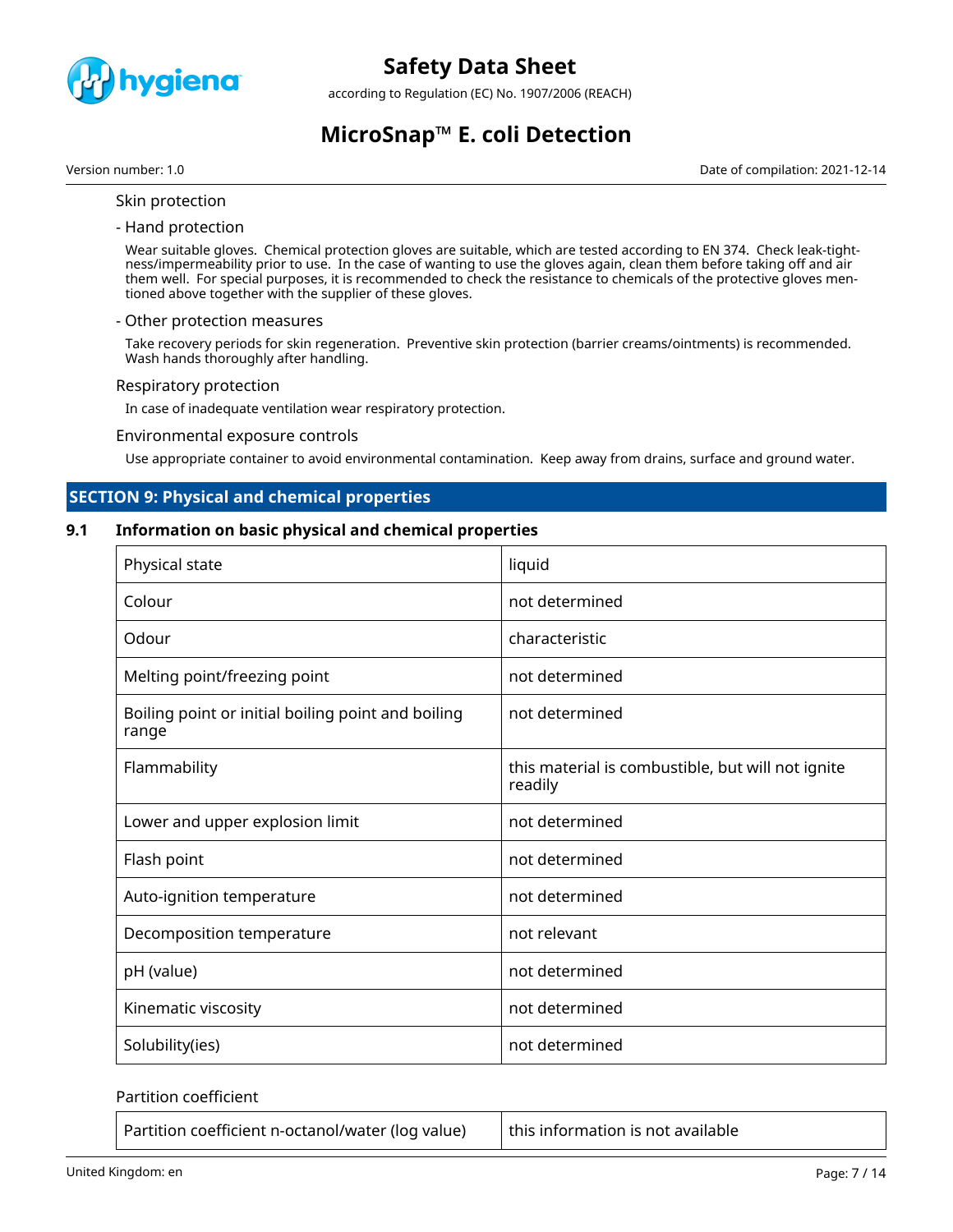Skin protection

- Hand protection

Wear suitable gloves. Chemical protection gloves are suitable, which are tested according to EN 374. Check leak-tightness/impermeability prior to use. In the case of wanting to use the gloves again, clean them before taking off and air them well. For special purposes, it is recommended to check the resistance to chemicals of the protective gloves mentioned above together with the supplier of these gloves.

- Other protection measures

Take recovery periods for skin regeneration. Preventive skin protection (barrier creams/ointments) is recommended. Wash hands thoroughly after handling.

Respiratory protection

In case of inadequate ventilation wear respiratory protection.

Environmental exposure controls

Use appropriate container to avoid environmental contamination. Keep away from drains, surface and ground water.

## SECTION 9: Physical and chemical properties

### 9.1 Information on basic physical and chemical properties

| Property | Value |
|---|---|
| Physical state | liquid |
| Colour | not determined |
| Odour | characteristic |
| Melting point/freezing point | not determined |
| Boiling point or initial boiling point and boiling range | not determined |
| Flammability | this material is combustible, but will not ignite readily |
| Lower and upper explosion limit | not determined |
| Flash point | not determined |
| Auto-ignition temperature | not determined |
| Decomposition temperature | not relevant |
| pH (value) | not determined |
| Kinematic viscosity | not determined |
| Solubility(ies) | not determined |

Partition coefficient

| Property | Value |
|---|---|
| Partition coefficient n-octanol/water (log value) | this information is not available |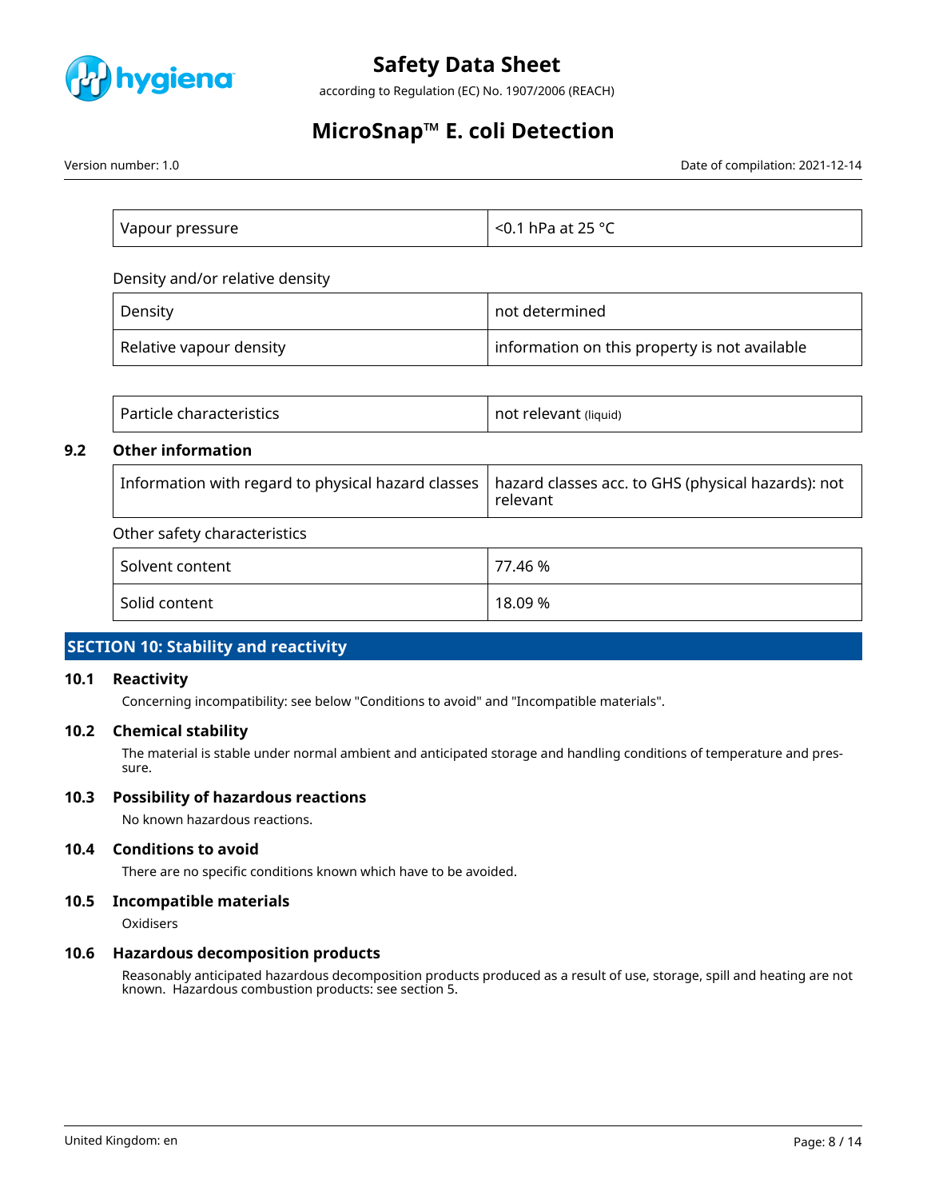| Vapour pressure | <0.1 hPa at 25 °C |
| --- | --- |

Density and/or relative density

| Density | not determined |
| --- | --- |
| Relative vapour density | information on this property is not available |

| Particle characteristics | not relevant (liquid) |
| --- | --- |

### 9.2 Other information

| Information with regard to physical hazard classes | hazard classes acc. to GHS (physical hazards): not relevant |
| --- | --- |

Other safety characteristics

| Solvent content | 77.46 % |
| --- | --- |
| Solid content | 18.09 % |

## SECTION 10: Stability and reactivity

### 10.1 Reactivity

Concerning incompatibility: see below "Conditions to avoid" and "Incompatible materials".

### 10.2 Chemical stability

The material is stable under normal ambient and anticipated storage and handling conditions of temperature and pressure.

### 10.3 Possibility of hazardous reactions

No known hazardous reactions.

### 10.4 Conditions to avoid

There are no specific conditions known which have to be avoided.

### 10.5 Incompatible materials

Oxidisers

### 10.6 Hazardous decomposition products

Reasonably anticipated hazardous decomposition products produced as a result of use, storage, spill and heating are not known. Hazardous combustion products: see section 5.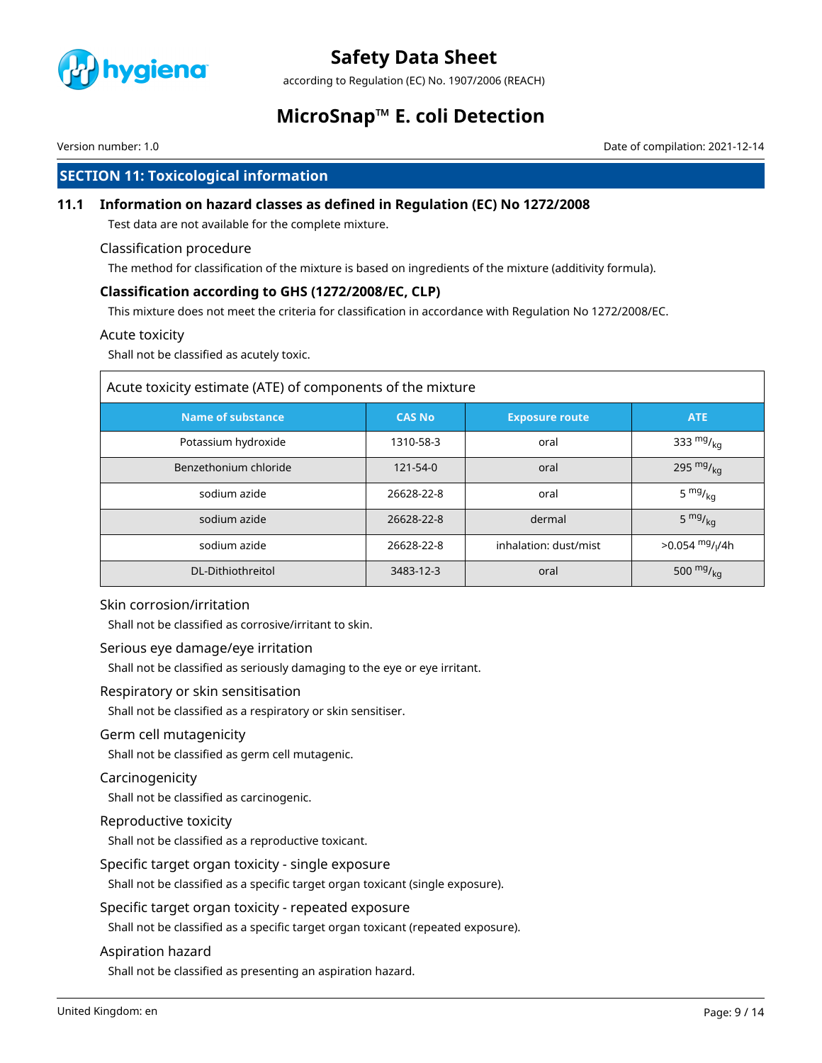## SECTION 11: Toxicological information

### 11.1 Information on hazard classes as defined in Regulation (EC) No 1272/2008

Test data are not available for the complete mixture.

#### Classification procedure

The method for classification of the mixture is based on ingredients of the mixture (additivity formula).

#### Classification according to GHS (1272/2008/EC, CLP)

This mixture does not meet the criteria for classification in accordance with Regulation No 1272/2008/EC.

#### Acute toxicity

Shall not be classified as acutely toxic.

**Acute toxicity estimate (ATE) of components of the mixture**

| Name of substance | CAS No | Exposure route | ATE |
|---|---|---|---|
| Potassium hydroxide | 1310-58-3 | oral | 333 mg/kg |
| Benzethonium chloride | 121-54-0 | oral | 295 mg/kg |
| sodium azide | 26628-22-8 | oral | 5 mg/kg |
| sodium azide | 26628-22-8 | dermal | 5 mg/kg |
| sodium azide | 26628-22-8 | inhalation: dust/mist | >0.054 mg/l/4h |
| DL-Dithiothreitol | 3483-12-3 | oral | 500 mg/kg |

#### Skin corrosion/irritation

Shall not be classified as corrosive/irritant to skin.

#### Serious eye damage/eye irritation

Shall not be classified as seriously damaging to the eye or eye irritant.

#### Respiratory or skin sensitisation

Shall not be classified as a respiratory or skin sensitiser.

#### Germ cell mutagenicity

Shall not be classified as germ cell mutagenic.

#### Carcinogenicity

Shall not be classified as carcinogenic.

#### Reproductive toxicity

Shall not be classified as a reproductive toxicant.

#### Specific target organ toxicity - single exposure

Shall not be classified as a specific target organ toxicant (single exposure).

#### Specific target organ toxicity - repeated exposure

Shall not be classified as a specific target organ toxicant (repeated exposure).

#### Aspiration hazard

Shall not be classified as presenting an aspiration hazard.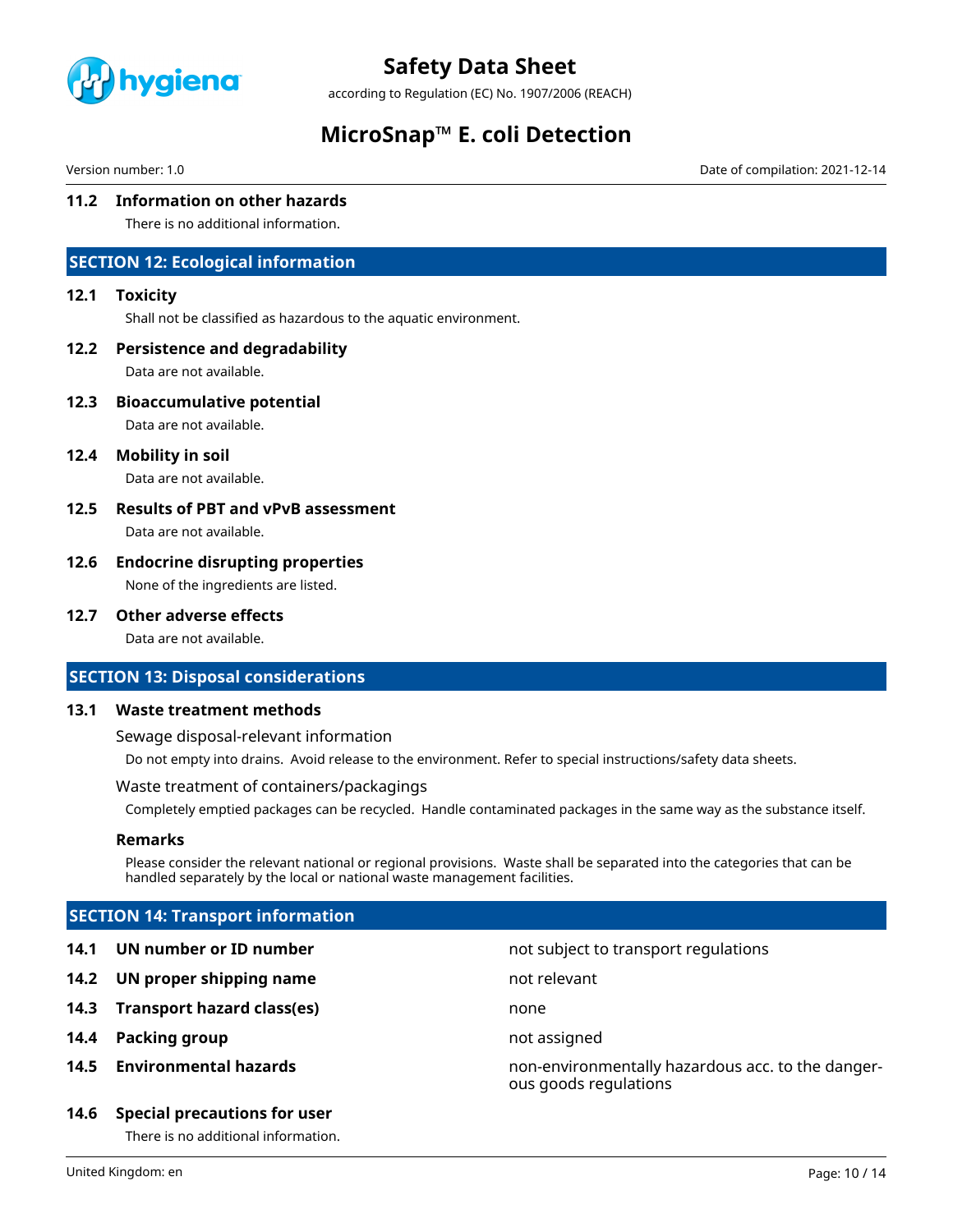### 11.2 Information on other hazards

There is no additional information.

## SECTION 12: Ecological information

### 12.1 Toxicity

Shall not be classified as hazardous to the aquatic environment.

### 12.2 Persistence and degradability

Data are not available.

### 12.3 Bioaccumulative potential

Data are not available.

### 12.4 Mobility in soil

Data are not available.

### 12.5 Results of PBT and vPvB assessment

Data are not available.

### 12.6 Endocrine disrupting properties

None of the ingredients are listed.

### 12.7 Other adverse effects

Data are not available.

## SECTION 13: Disposal considerations

### 13.1 Waste treatment methods

Sewage disposal-relevant information

Do not empty into drains. Avoid release to the environment. Refer to special instructions/safety data sheets.

Waste treatment of containers/packagings

Completely emptied packages can be recycled. Handle contaminated packages in the same way as the substance itself.

**Remarks**

Please consider the relevant national or regional provisions. Waste shall be separated into the categories that can be handled separately by the local or national waste management facilities.

## SECTION 14: Transport information

| | |
|---|---|
| **14.1 UN number or ID number** | not subject to transport regulations |
| **14.2 UN proper shipping name** | not relevant |
| **14.3 Transport hazard class(es)** | none |
| **14.4 Packing group** | not assigned |
| **14.5 Environmental hazards** | non-environmentally hazardous acc. to the dangerous goods regulations |

### 14.6 Special precautions for user

There is no additional information.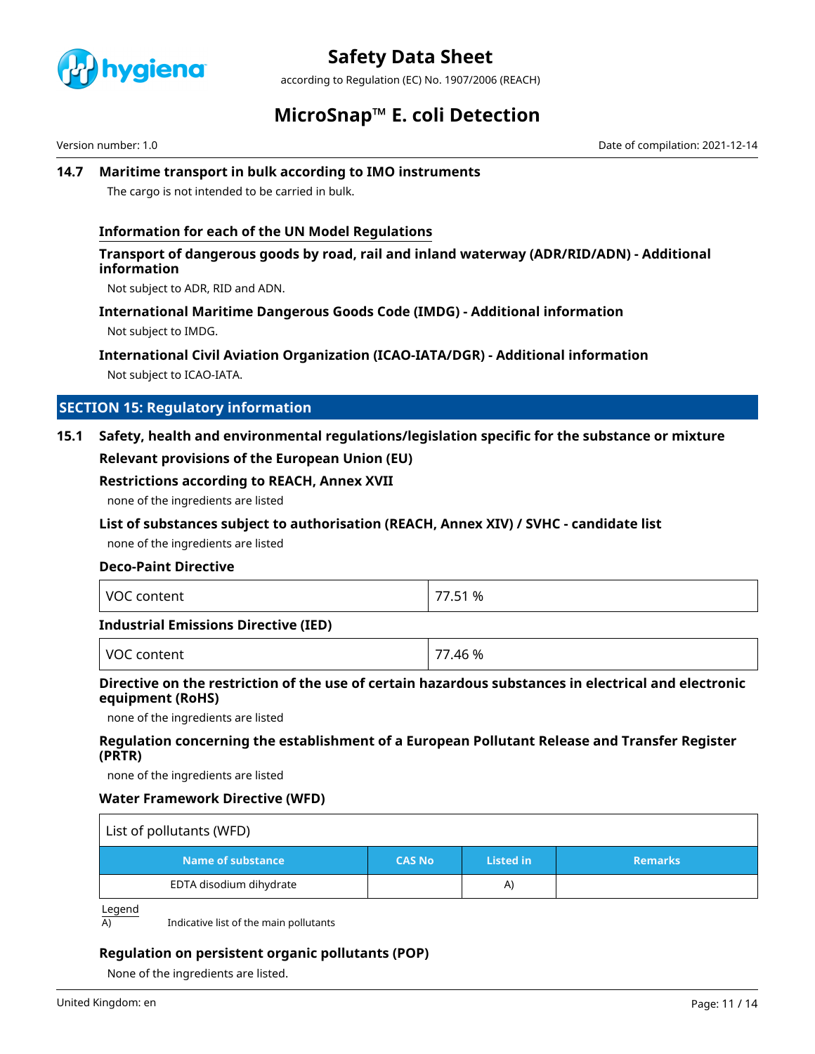### 14.7 Maritime transport in bulk according to IMO instruments

The cargo is not intended to be carried in bulk.

#### Information for each of the UN Model Regulations

**Transport of dangerous goods by road, rail and inland waterway (ADR/RID/ADN) - Additional information**

Not subject to ADR, RID and ADN.

**International Maritime Dangerous Goods Code (IMDG) - Additional information**

Not subject to IMDG.

**International Civil Aviation Organization (ICAO-IATA/DGR) - Additional information**

Not subject to ICAO-IATA.

## SECTION 15: Regulatory information

### 15.1 Safety, health and environmental regulations/legislation specific for the substance or mixture

**Relevant provisions of the European Union (EU)**

**Restrictions according to REACH, Annex XVII**

none of the ingredients are listed

**List of substances subject to authorisation (REACH, Annex XIV) / SVHC - candidate list**

none of the ingredients are listed

**Deco-Paint Directive**

| VOC content | 77.51 % |
|---|---|

**Industrial Emissions Directive (IED)**

| VOC content | 77.46 % |
|---|---|

**Directive on the restriction of the use of certain hazardous substances in electrical and electronic equipment (RoHS)**

none of the ingredients are listed

**Regulation concerning the establishment of a European Pollutant Release and Transfer Register (PRTR)**

none of the ingredients are listed

**Water Framework Directive (WFD)**

List of pollutants (WFD)

| Name of substance | CAS No | Listed in | Remarks |
|---|---|---|---|
| EDTA disodium dihydrate | | A) | |

Legend

A) Indicative list of the main pollutants

**Regulation on persistent organic pollutants (POP)**

None of the ingredients are listed.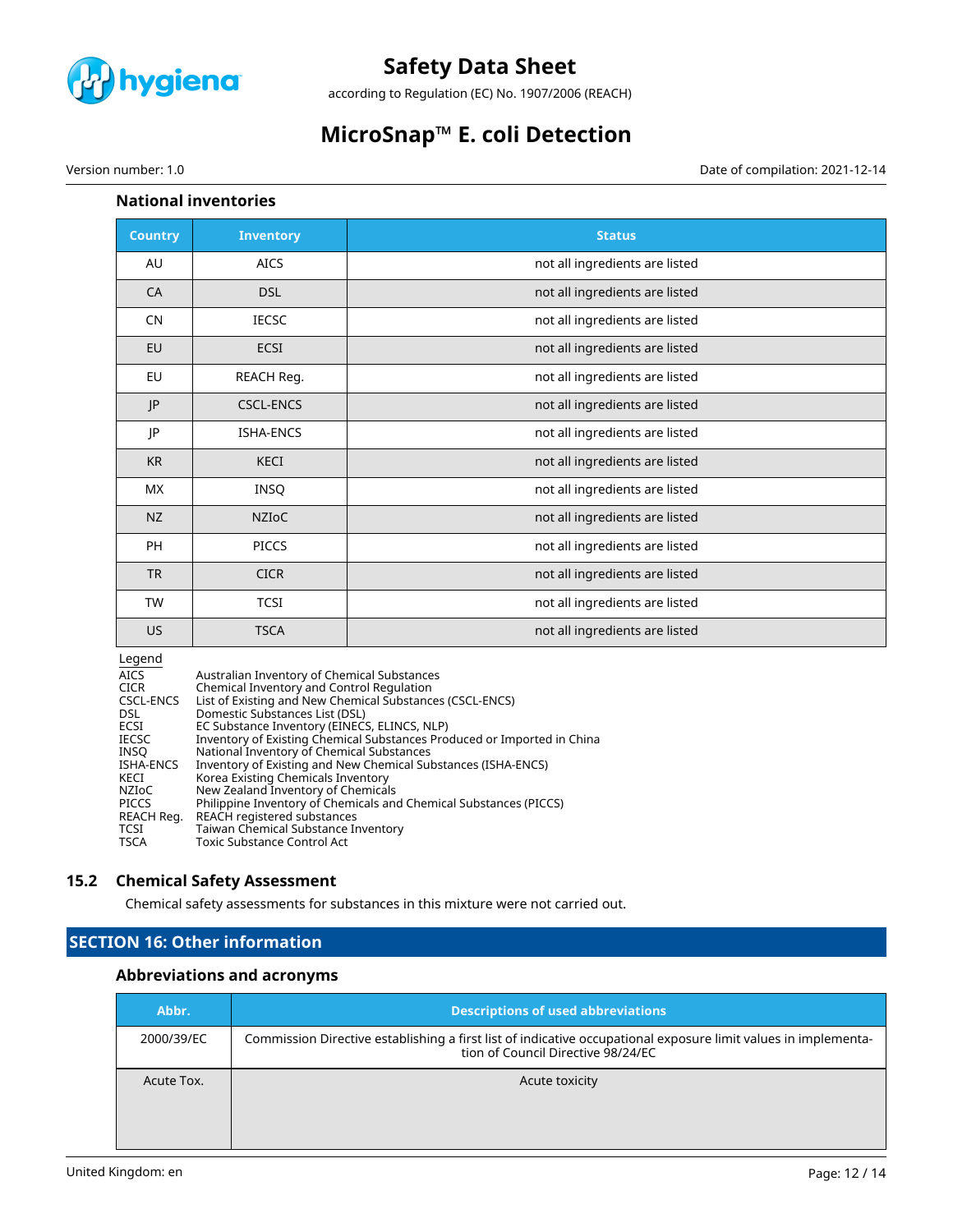### National inventories

| Country | Inventory | Status |
|---|---|---|
| AU | AICS | not all ingredients are listed |
| CA | DSL | not all ingredients are listed |
| CN | IECSC | not all ingredients are listed |
| EU | ECSI | not all ingredients are listed |
| EU | REACH Reg. | not all ingredients are listed |
| JP | CSCL-ENCS | not all ingredients are listed |
| JP | ISHA-ENCS | not all ingredients are listed |
| KR | KECI | not all ingredients are listed |
| MX | INSQ | not all ingredients are listed |
| NZ | NZIoC | not all ingredients are listed |
| PH | PICCS | not all ingredients are listed |
| TR | CICR | not all ingredients are listed |
| TW | TCSI | not all ingredients are listed |
| US | TSCA | not all ingredients are listed |

Legend

| | |
|---|---|
| AICS | Australian Inventory of Chemical Substances |
| CICR | Chemical Inventory and Control Regulation |
| CSCL-ENCS | List of Existing and New Chemical Substances (CSCL-ENCS) |
| DSL | Domestic Substances List (DSL) |
| ECSI | EC Substance Inventory (EINECS, ELINCS, NLP) |
| IECSC | Inventory of Existing Chemical Substances Produced or Imported in China |
| INSQ | National Inventory of Chemical Substances |
| ISHA-ENCS | Inventory of Existing and New Chemical Substances (ISHA-ENCS) |
| KECI | Korea Existing Chemicals Inventory |
| NZIoC | New Zealand Inventory of Chemicals |
| PICCS | Philippine Inventory of Chemicals and Chemical Substances (PICCS) |
| REACH Reg. | REACH registered substances |
| TCSI | Taiwan Chemical Substance Inventory |
| TSCA | Toxic Substance Control Act |

## 15.2 Chemical Safety Assessment

Chemical safety assessments for substances in this mixture were not carried out.

## SECTION 16: Other information

### Abbreviations and acronyms

| Abbr. | Descriptions of used abbreviations |
|---|---|
| 2000/39/EC | Commission Directive establishing a first list of indicative occupational exposure limit values in implementation of Council Directive 98/24/EC |
| Acute Tox. | Acute toxicity |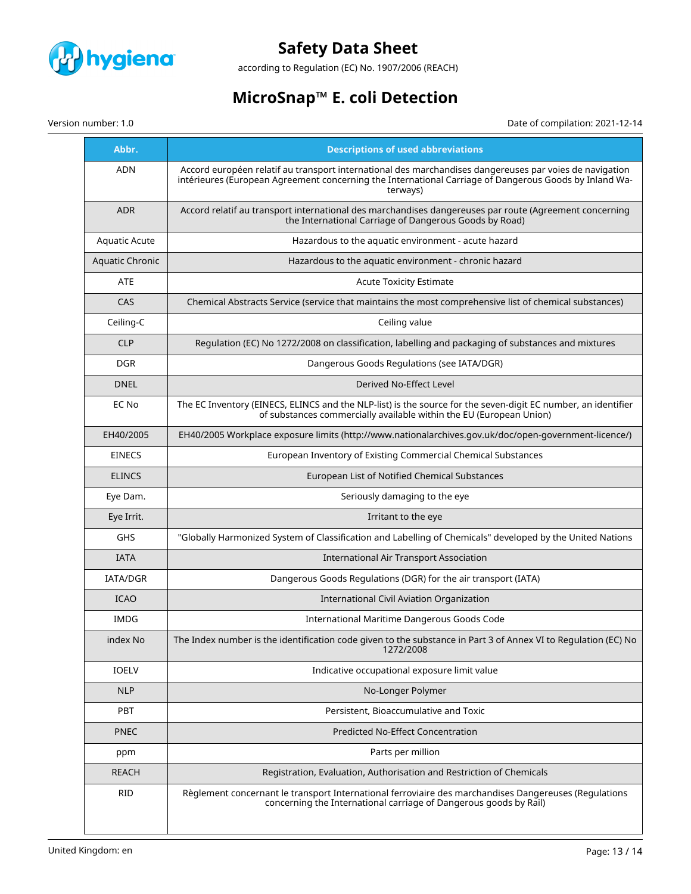| Abbr. | Descriptions of used abbreviations |
|---|---|
| ADN | Accord européen relatif au transport international des marchandises dangereuses par voies de navigation intérieures (European Agreement concerning the International Carriage of Dangerous Goods by Inland Waterways) |
| ADR | Accord relatif au transport international des marchandises dangereuses par route (Agreement concerning the International Carriage of Dangerous Goods by Road) |
| Aquatic Acute | Hazardous to the aquatic environment - acute hazard |
| Aquatic Chronic | Hazardous to the aquatic environment - chronic hazard |
| ATE | Acute Toxicity Estimate |
| CAS | Chemical Abstracts Service (service that maintains the most comprehensive list of chemical substances) |
| Ceiling-C | Ceiling value |
| CLP | Regulation (EC) No 1272/2008 on classification, labelling and packaging of substances and mixtures |
| DGR | Dangerous Goods Regulations (see IATA/DGR) |
| DNEL | Derived No-Effect Level |
| EC No | The EC Inventory (EINECS, ELINCS and the NLP-list) is the source for the seven-digit EC number, an identifier of substances commercially available within the EU (European Union) |
| EH40/2005 | EH40/2005 Workplace exposure limits (http://www.nationalarchives.gov.uk/doc/open-government-licence/) |
| EINECS | European Inventory of Existing Commercial Chemical Substances |
| ELINCS | European List of Notified Chemical Substances |
| Eye Dam. | Seriously damaging to the eye |
| Eye Irrit. | Irritant to the eye |
| GHS | "Globally Harmonized System of Classification and Labelling of Chemicals" developed by the United Nations |
| IATA | International Air Transport Association |
| IATA/DGR | Dangerous Goods Regulations (DGR) for the air transport (IATA) |
| ICAO | International Civil Aviation Organization |
| IMDG | International Maritime Dangerous Goods Code |
| index No | The Index number is the identification code given to the substance in Part 3 of Annex VI to Regulation (EC) No 1272/2008 |
| IOELV | Indicative occupational exposure limit value |
| NLP | No-Longer Polymer |
| PBT | Persistent, Bioaccumulative and Toxic |
| PNEC | Predicted No-Effect Concentration |
| ppm | Parts per million |
| REACH | Registration, Evaluation, Authorisation and Restriction of Chemicals |
| RID | Règlement concernant le transport International ferroviaire des marchandises Dangereuses (Regulations concerning the International carriage of Dangerous goods by Rail) |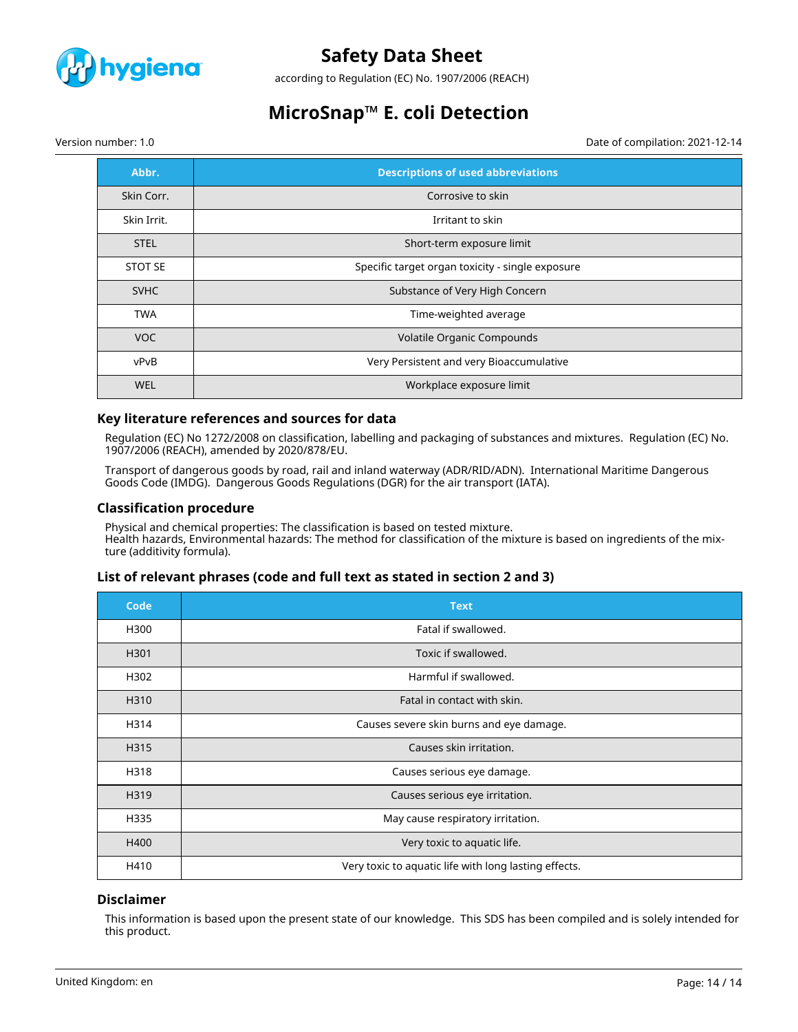| Abbr. | Descriptions of used abbreviations |
|---|---|
| Skin Corr. | Corrosive to skin |
| Skin Irrit. | Irritant to skin |
| STEL | Short-term exposure limit |
| STOT SE | Specific target organ toxicity - single exposure |
| SVHC | Substance of Very High Concern |
| TWA | Time-weighted average |
| VOC | Volatile Organic Compounds |
| vPvB | Very Persistent and very Bioaccumulative |
| WEL | Workplace exposure limit |

### Key literature references and sources for data

Regulation (EC) No 1272/2008 on classification, labelling and packaging of substances and mixtures. Regulation (EC) No. 1907/2006 (REACH), amended by 2020/878/EU.

Transport of dangerous goods by road, rail and inland waterway (ADR/RID/ADN). International Maritime Dangerous Goods Code (IMDG). Dangerous Goods Regulations (DGR) for the air transport (IATA).

### Classification procedure

Physical and chemical properties: The classification is based on tested mixture.
Health hazards, Environmental hazards: The method for classification of the mixture is based on ingredients of the mixture (additivity formula).

### List of relevant phrases (code and full text as stated in section 2 and 3)

| Code | Text |
|---|---|
| H300 | Fatal if swallowed. |
| H301 | Toxic if swallowed. |
| H302 | Harmful if swallowed. |
| H310 | Fatal in contact with skin. |
| H314 | Causes severe skin burns and eye damage. |
| H315 | Causes skin irritation. |
| H318 | Causes serious eye damage. |
| H319 | Causes serious eye irritation. |
| H335 | May cause respiratory irritation. |
| H400 | Very toxic to aquatic life. |
| H410 | Very toxic to aquatic life with long lasting effects. |

### Disclaimer

This information is based upon the present state of our knowledge. This SDS has been compiled and is solely intended for this product.